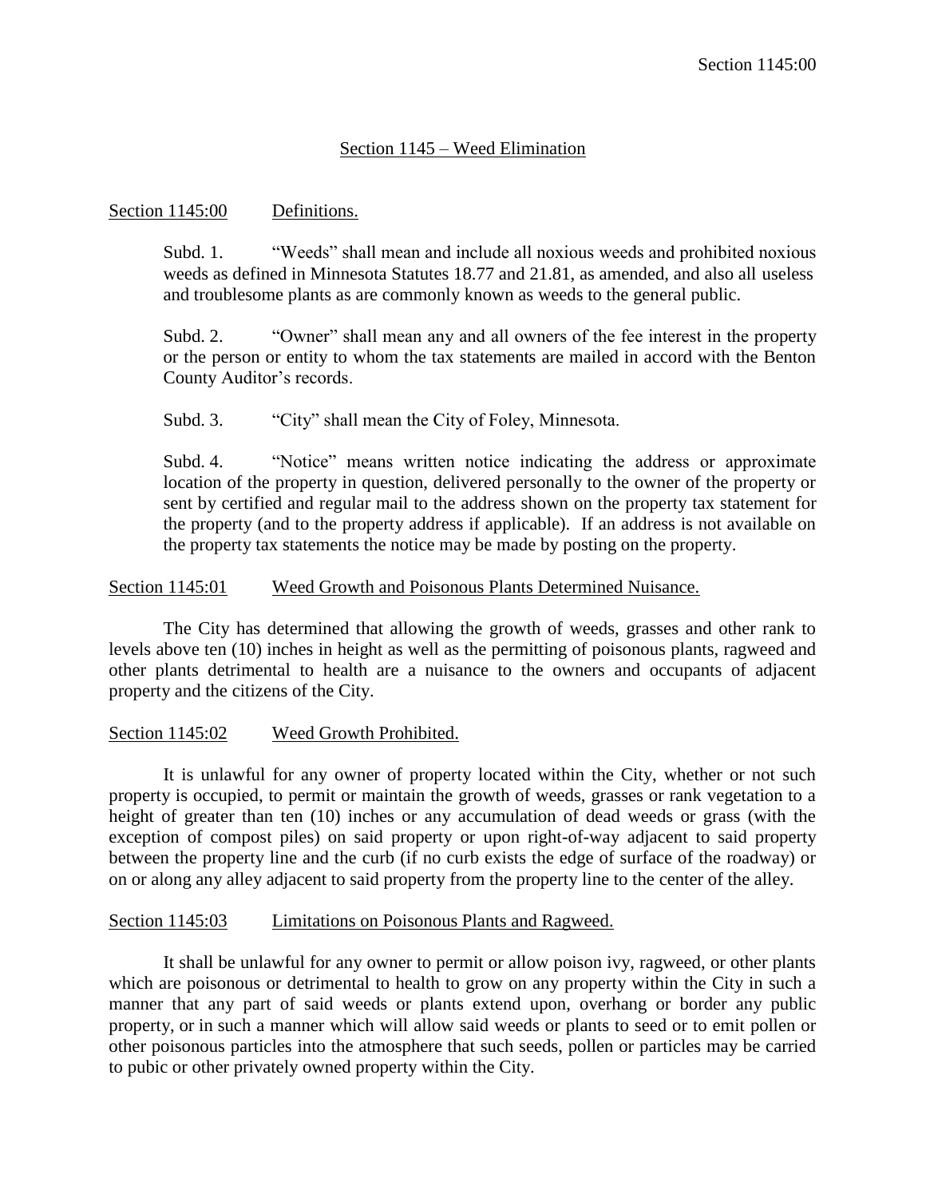## Section 1145 – Weed Elimination

### Section 1145:00 Definitions.

Subd. 1. "Weeds" shall mean and include all noxious weeds and prohibited noxious weeds as defined in Minnesota Statutes 18.77 and 21.81, as amended, and also all useless and troublesome plants as are commonly known as weeds to the general public.

Subd. 2. "Owner" shall mean any and all owners of the fee interest in the property or the person or entity to whom the tax statements are mailed in accord with the Benton County Auditor's records.

Subd. 3. "City" shall mean the City of Foley, Minnesota.

Subd. 4. "Notice" means written notice indicating the address or approximate location of the property in question, delivered personally to the owner of the property or sent by certified and regular mail to the address shown on the property tax statement for the property (and to the property address if applicable). If an address is not available on the property tax statements the notice may be made by posting on the property.

### Section 1145:01 Weed Growth and Poisonous Plants Determined Nuisance.

The City has determined that allowing the growth of weeds, grasses and other rank to levels above ten (10) inches in height as well as the permitting of poisonous plants, ragweed and other plants detrimental to health are a nuisance to the owners and occupants of adjacent property and the citizens of the City.

### Section 1145:02 Weed Growth Prohibited.

It is unlawful for any owner of property located within the City, whether or not such property is occupied, to permit or maintain the growth of weeds, grasses or rank vegetation to a height of greater than ten (10) inches or any accumulation of dead weeds or grass (with the exception of compost piles) on said property or upon right-of-way adjacent to said property between the property line and the curb (if no curb exists the edge of surface of the roadway) or on or along any alley adjacent to said property from the property line to the center of the alley.

### Section 1145:03 Limitations on Poisonous Plants and Ragweed.

It shall be unlawful for any owner to permit or allow poison ivy, ragweed, or other plants which are poisonous or detrimental to health to grow on any property within the City in such a manner that any part of said weeds or plants extend upon, overhang or border any public property, or in such a manner which will allow said weeds or plants to seed or to emit pollen or other poisonous particles into the atmosphere that such seeds, pollen or particles may be carried to pubic or other privately owned property within the City.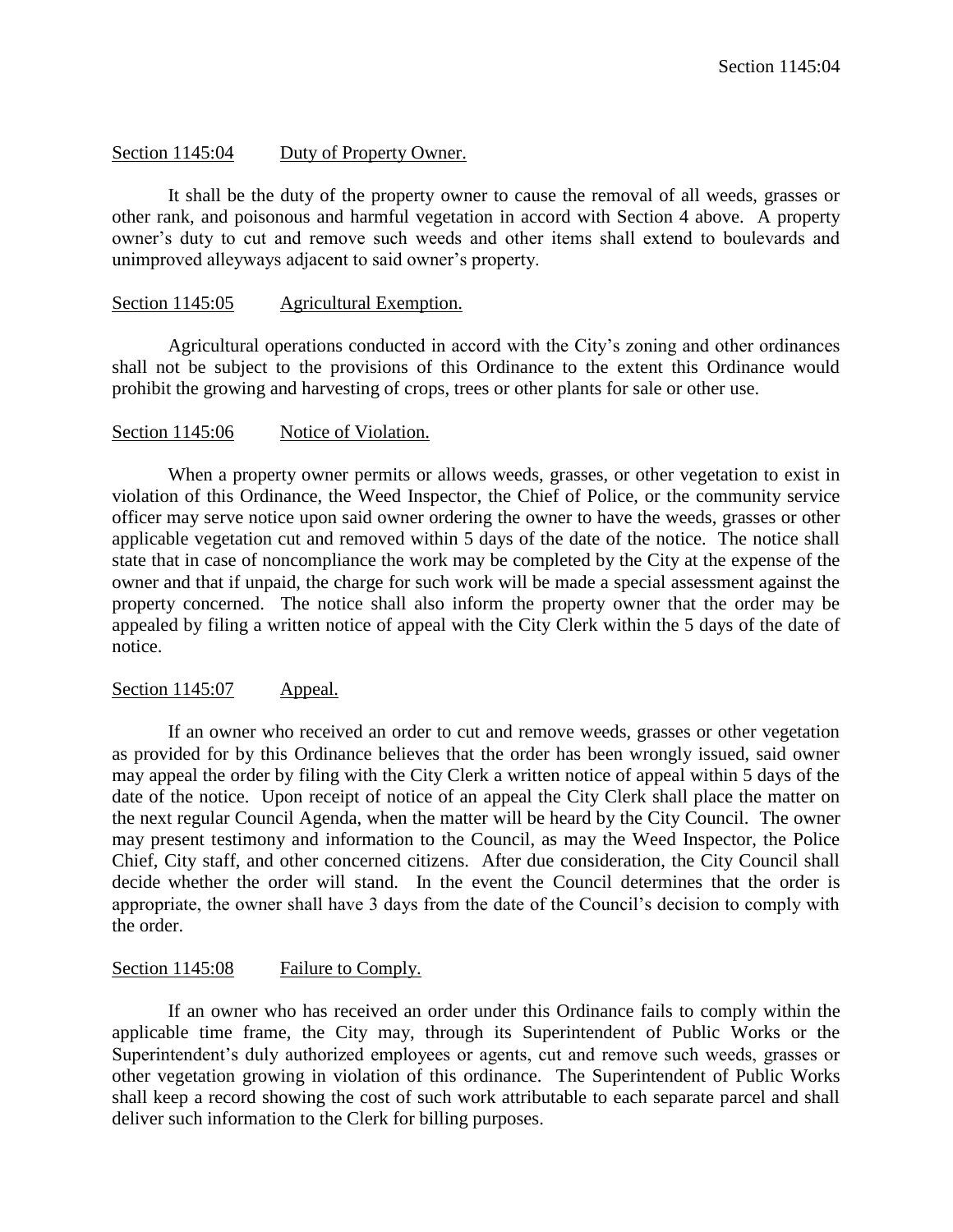## Section 1145:04 Duty of Property Owner.

It shall be the duty of the property owner to cause the removal of all weeds, grasses or other rank, and poisonous and harmful vegetation in accord with Section 4 above. A property owner's duty to cut and remove such weeds and other items shall extend to boulevards and unimproved alleyways adjacent to said owner's property.

## Section 1145:05 Agricultural Exemption.

Agricultural operations conducted in accord with the City's zoning and other ordinances shall not be subject to the provisions of this Ordinance to the extent this Ordinance would prohibit the growing and harvesting of crops, trees or other plants for sale or other use.

## Section 1145:06 Notice of Violation.

When a property owner permits or allows weeds, grasses, or other vegetation to exist in violation of this Ordinance, the Weed Inspector, the Chief of Police, or the community service officer may serve notice upon said owner ordering the owner to have the weeds, grasses or other applicable vegetation cut and removed within 5 days of the date of the notice. The notice shall state that in case of noncompliance the work may be completed by the City at the expense of the owner and that if unpaid, the charge for such work will be made a special assessment against the property concerned. The notice shall also inform the property owner that the order may be appealed by filing a written notice of appeal with the City Clerk within the 5 days of the date of notice.

## Section 1145:07 Appeal.

If an owner who received an order to cut and remove weeds, grasses or other vegetation as provided for by this Ordinance believes that the order has been wrongly issued, said owner may appeal the order by filing with the City Clerk a written notice of appeal within 5 days of the date of the notice. Upon receipt of notice of an appeal the City Clerk shall place the matter on the next regular Council Agenda, when the matter will be heard by the City Council. The owner may present testimony and information to the Council, as may the Weed Inspector, the Police Chief, City staff, and other concerned citizens. After due consideration, the City Council shall decide whether the order will stand. In the event the Council determines that the order is appropriate, the owner shall have 3 days from the date of the Council's decision to comply with the order.

## Section 1145:08 Failure to Comply.

If an owner who has received an order under this Ordinance fails to comply within the applicable time frame, the City may, through its Superintendent of Public Works or the Superintendent's duly authorized employees or agents, cut and remove such weeds, grasses or other vegetation growing in violation of this ordinance. The Superintendent of Public Works shall keep a record showing the cost of such work attributable to each separate parcel and shall deliver such information to the Clerk for billing purposes.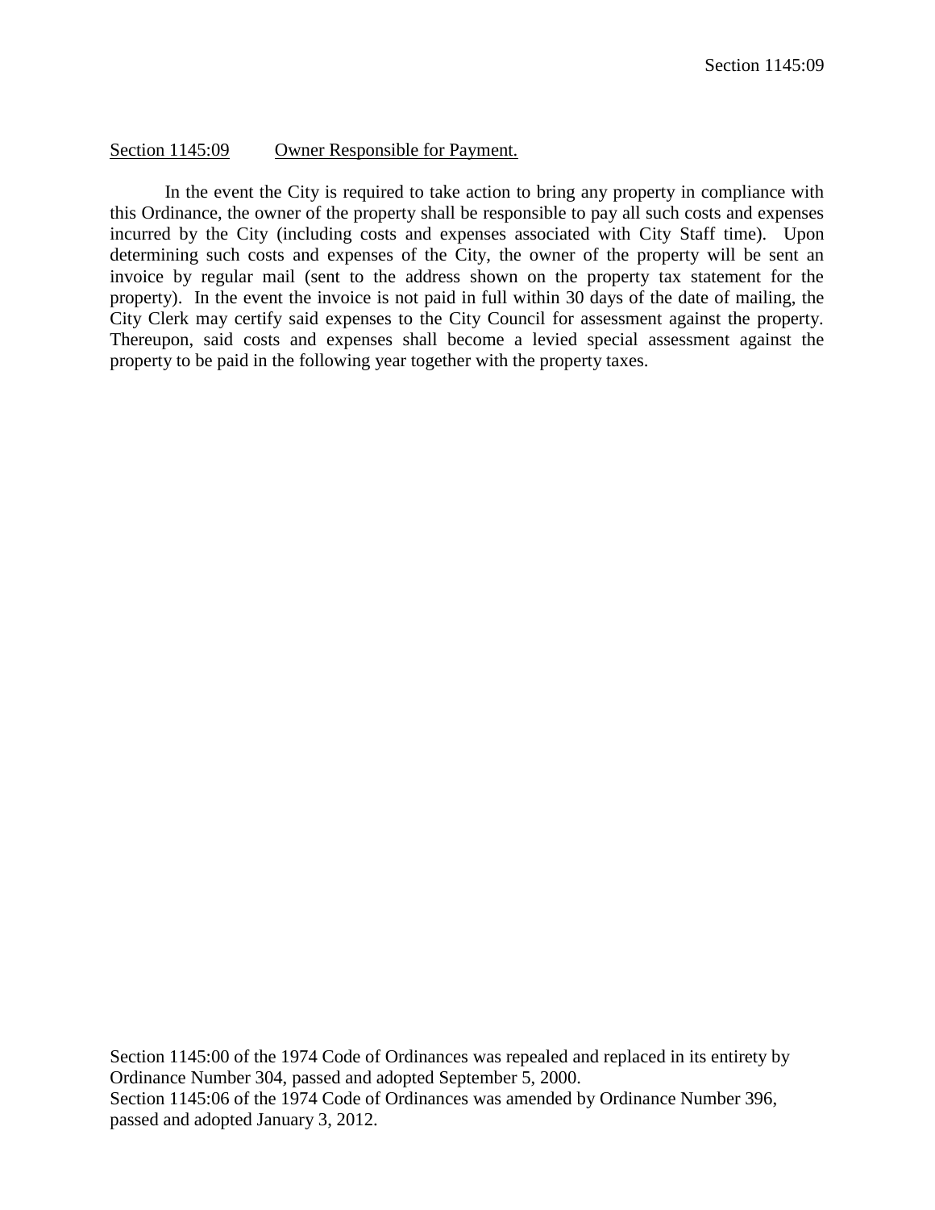<u>Section 1145:09</u>  <u>Owner Responsible for Payment.</u>

In the event the City is required to take action to bring any property in compliance with this Ordinance, the owner of the property shall be responsible to pay all such costs and expenses incurred by the City (including costs and expenses associated with City Staff time). Upon determining such costs and expenses of the City, the owner of the property will be sent an invoice by regular mail (sent to the address shown on the property tax statement for the property). In the event the invoice is not paid in full within 30 days of the date of mailing, the City Clerk may certify said expenses to the City Council for assessment against the property. Thereupon, said costs and expenses shall become a levied special assessment against the property to be paid in the following year together with the property taxes.

Section 1145:00 of the 1974 Code of Ordinances was repealed and replaced in its entirety by Ordinance Number 304, passed and adopted September 5, 2000.
Section 1145:06 of the 1974 Code of Ordinances was amended by Ordinance Number 396, passed and adopted January 3, 2012.